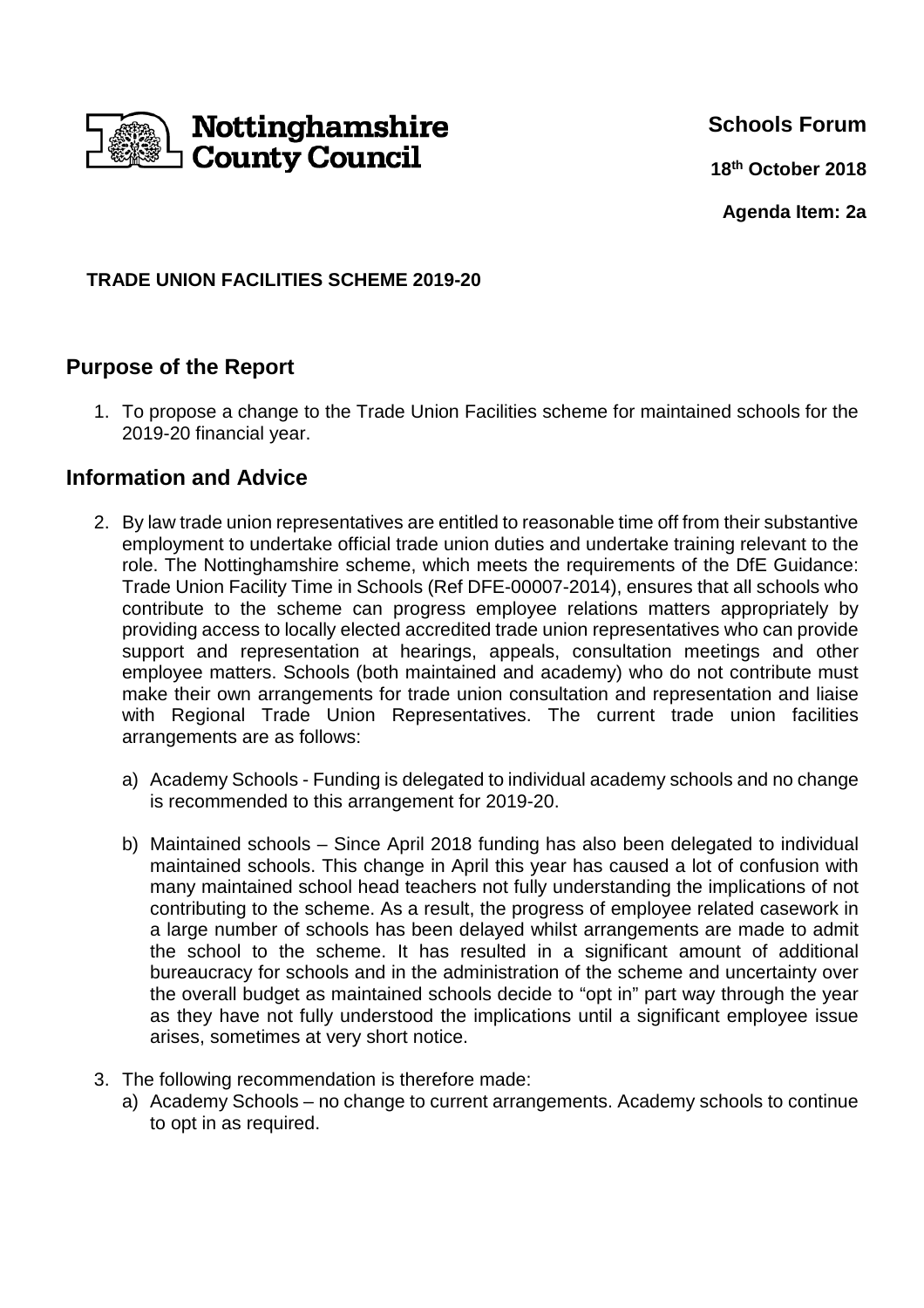Nottinghamshire County Council

**Schools Forum**

**18th October 2018**

**Agenda Item: 2a**

**TRADE UNION FACILITIES SCHEME 2019-20**

## Purpose of the Report

1. To propose a change to the Trade Union Facilities scheme for maintained schools for the 2019-20 financial year.

## Information and Advice

2. By law trade union representatives are entitled to reasonable time off from their substantive employment to undertake official trade union duties and undertake training relevant to the role. The Nottinghamshire scheme, which meets the requirements of the DfE Guidance: Trade Union Facility Time in Schools (Ref DFE-00007-2014), ensures that all schools who contribute to the scheme can progress employee relations matters appropriately by providing access to locally elected accredited trade union representatives who can provide support and representation at hearings, appeals, consultation meetings and other employee matters. Schools (both maintained and academy) who do not contribute must make their own arrangements for trade union consultation and representation and liaise with Regional Trade Union Representatives. The current trade union facilities arrangements are as follows:

   a) Academy Schools - Funding is delegated to individual academy schools and no change is recommended to this arrangement for 2019-20.

   b) Maintained schools – Since April 2018 funding has also been delegated to individual maintained schools. This change in April this year has caused a lot of confusion with many maintained school head teachers not fully understanding the implications of not contributing to the scheme. As a result, the progress of employee related casework in a large number of schools has been delayed whilst arrangements are made to admit the school to the scheme. It has resulted in a significant amount of additional bureaucracy for schools and in the administration of the scheme and uncertainty over the overall budget as maintained schools decide to "opt in" part way through the year as they have not fully understood the implications until a significant employee issue arises, sometimes at very short notice.

3. The following recommendation is therefore made:

   a) Academy Schools – no change to current arrangements. Academy schools to continue to opt in as required.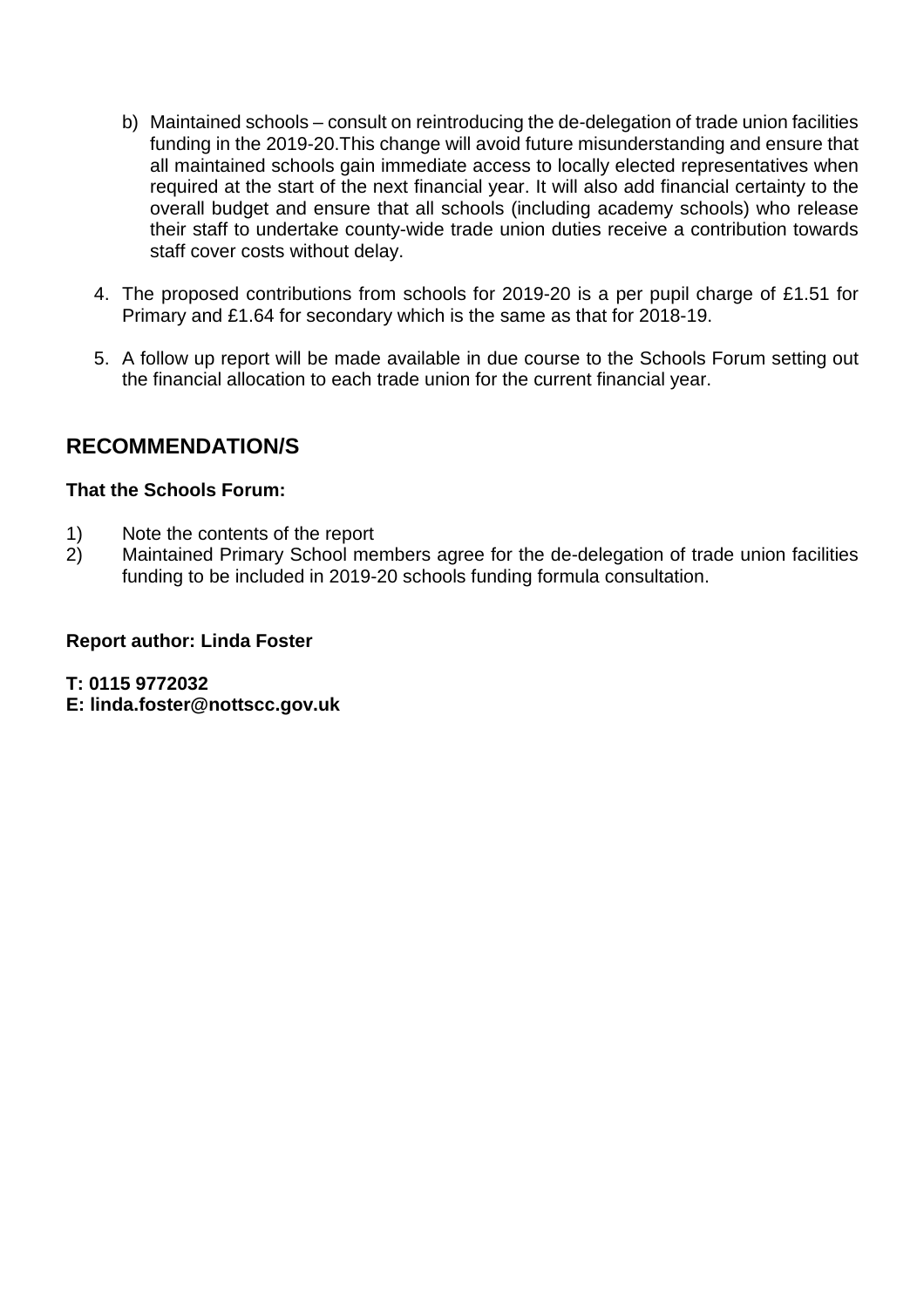b) Maintained schools – consult on reintroducing the de-delegation of trade union facilities funding in the 2019-20.This change will avoid future misunderstanding and ensure that all maintained schools gain immediate access to locally elected representatives when required at the start of the next financial year. It will also add financial certainty to the overall budget and ensure that all schools (including academy schools) who release their staff to undertake county-wide trade union duties receive a contribution towards staff cover costs without delay.

4. The proposed contributions from schools for 2019-20 is a per pupil charge of £1.51 for Primary and £1.64 for secondary which is the same as that for 2018-19.

5. A follow up report will be made available in due course to the Schools Forum setting out the financial allocation to each trade union for the current financial year.

## RECOMMENDATION/S

**That the Schools Forum:**

1) Note the contents of the report
2) Maintained Primary School members agree for the de-delegation of trade union facilities funding to be included in 2019-20 schools funding formula consultation.

**Report author: Linda Foster**

**T: 0115 9772032**
**E: linda.foster@nottscc.gov.uk**